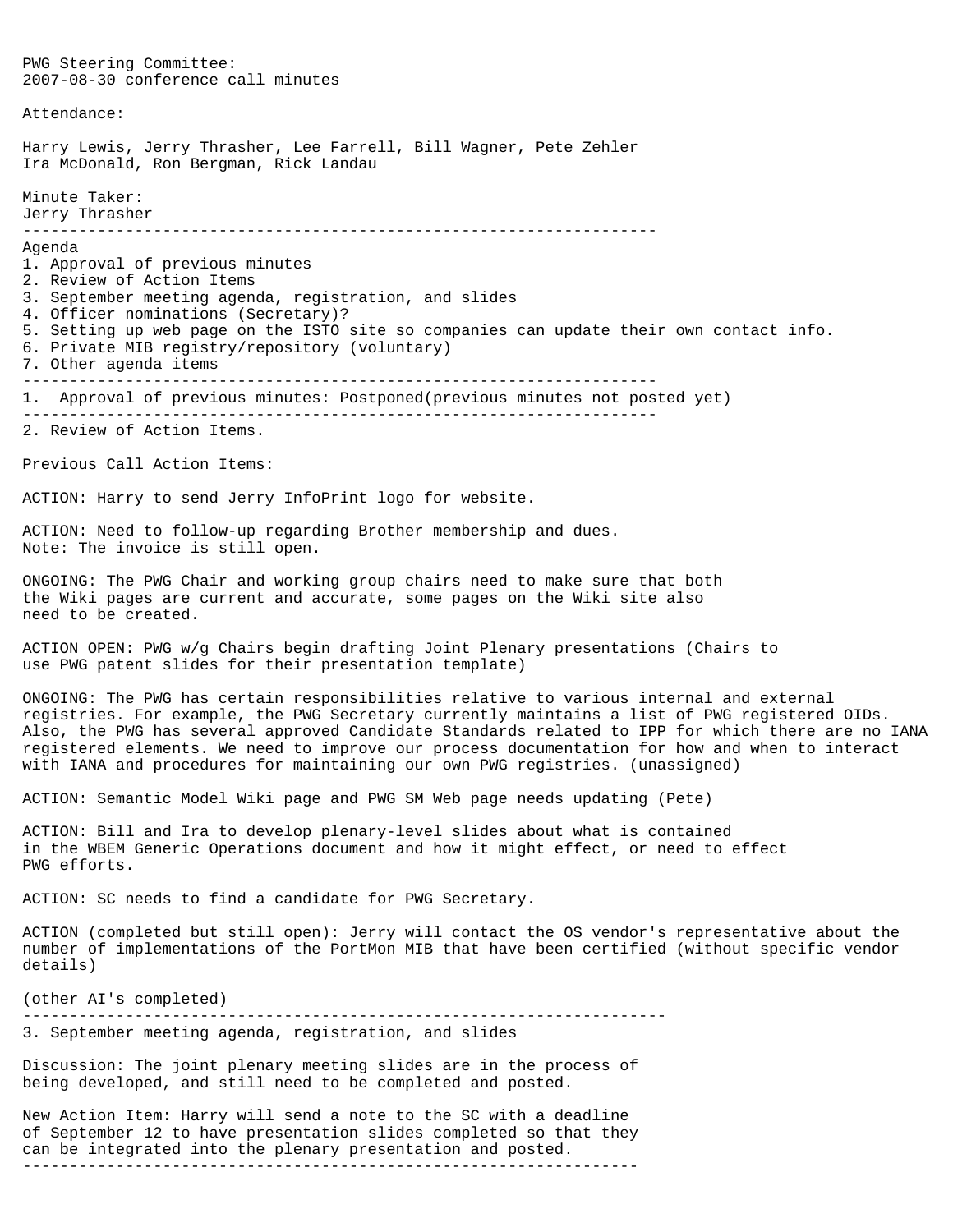PWG Steering Committee:
2007-08-30 conference call minutes

Attendance:

Harry Lewis, Jerry Thrasher, Lee Farrell, Bill Wagner, Pete Zehler
Ira McDonald, Ron Bergman, Rick Landau

Minute Taker:
Jerry Thrasher

---

Agenda
1. Approval of previous minutes
2. Review of Action Items
3. September meeting agenda, registration, and slides
4. Officer nominations (Secretary)?
5. Setting up web page on the ISTO site so companies can update their own contact info.
6. Private MIB registry/repository (voluntary)
7. Other agenda items

---

1. Approval of previous minutes: Postponed(previous minutes not posted yet)

---

2. Review of Action Items.

Previous Call Action Items:

ACTION: Harry to send Jerry InfoPrint logo for website.

ACTION: Need to follow-up regarding Brother membership and dues.
Note: The invoice is still open.

ONGOING: The PWG Chair and working group chairs need to make sure that both the Wiki pages are current and accurate, some pages on the Wiki site also need to be created.

ACTION OPEN: PWG w/g Chairs begin drafting Joint Plenary presentations (Chairs to use PWG patent slides for their presentation template)

ONGOING: The PWG has certain responsibilities relative to various internal and external registries. For example, the PWG Secretary currently maintains a list of PWG registered OIDs. Also, the PWG has several approved Candidate Standards related to IPP for which there are no IANA registered elements. We need to improve our process documentation for how and when to interact with IANA and procedures for maintaining our own PWG registries. (unassigned)

ACTION: Semantic Model Wiki page and PWG SM Web page needs updating (Pete)

ACTION: Bill and Ira to develop plenary-level slides about what is contained in the WBEM Generic Operations document and how it might effect, or need to effect PWG efforts.

ACTION: SC needs to find a candidate for PWG Secretary.

ACTION (completed but still open): Jerry will contact the OS vendor's representative about the number of implementations of the PortMon MIB that have been certified (without specific vendor details)

(other AI's completed)

---

3. September meeting agenda, registration, and slides

Discussion: The joint plenary meeting slides are in the process of being developed, and still need to be completed and posted.

New Action Item: Harry will send a note to the SC with a deadline of September 12 to have presentation slides completed so that they can be integrated into the plenary presentation and posted.

---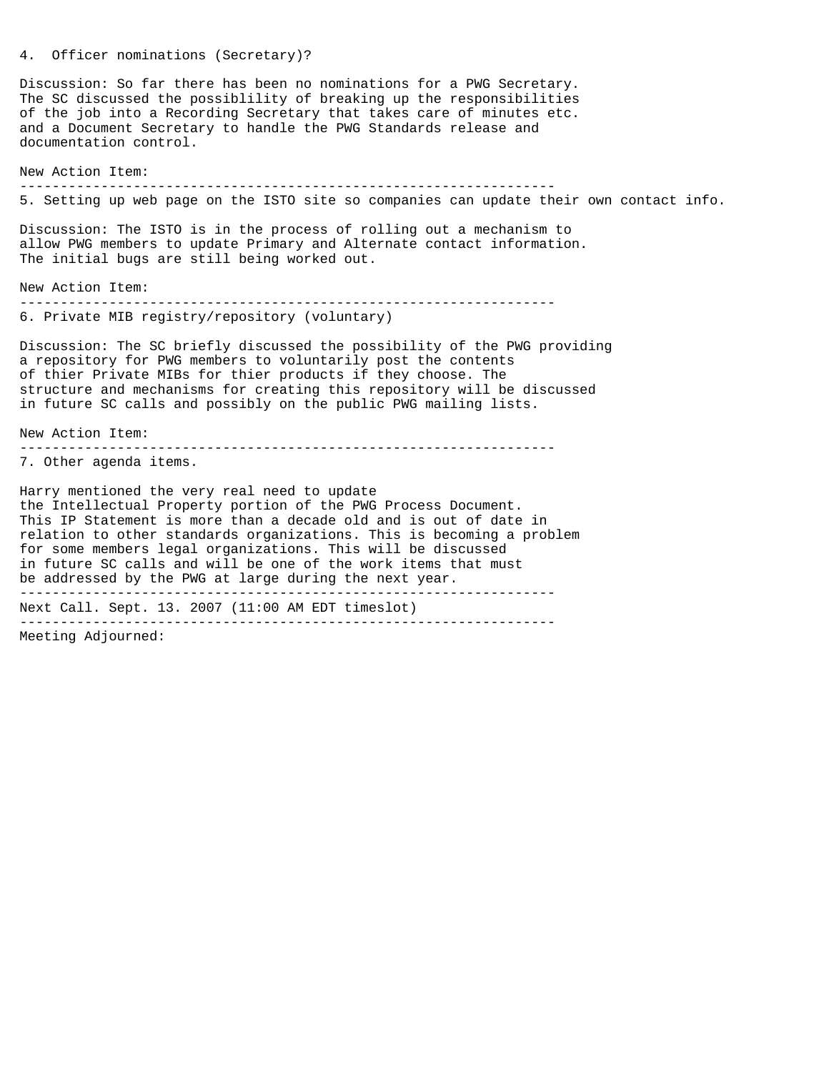4. Officer nominations (Secretary)?

Discussion: So far there has been no nominations for a PWG Secretary. The SC discussed the possiblility of breaking up the responsibilities of the job into a Recording Secretary that takes care of minutes etc. and a Document Secretary to handle the PWG Standards release and documentation control.

New Action Item:

---

5. Setting up web page on the ISTO site so companies can update their own contact info.

Discussion: The ISTO is in the process of rolling out a mechanism to allow PWG members to update Primary and Alternate contact information. The initial bugs are still being worked out.

New Action Item:

---

6. Private MIB registry/repository (voluntary)

Discussion: The SC briefly discussed the possibility of the PWG providing a repository for PWG members to voluntarily post the contents of thier Private MIBs for thier products if they choose. The structure and mechanisms for creating this repository will be discussed in future SC calls and possibly on the public PWG mailing lists.

New Action Item:

---

7. Other agenda items.

Harry mentioned the very real need to update the Intellectual Property portion of the PWG Process Document. This IP Statement is more than a decade old and is out of date in relation to other standards organizations. This is becoming a problem for some members legal organizations. This will be discussed in future SC calls and will be one of the work items that must be addressed by the PWG at large during the next year.

---

Next Call. Sept. 13. 2007 (11:00 AM EDT timeslot)

---

Meeting Adjourned: